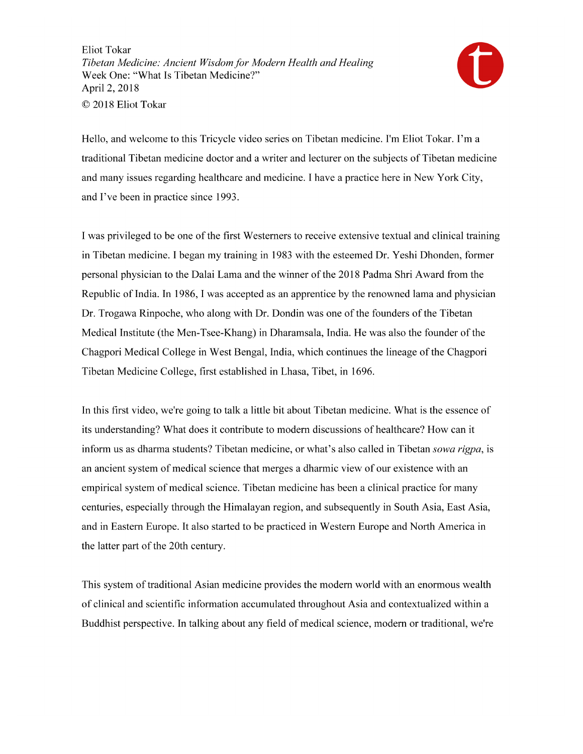Eliot Tokar
*Tibetan Medicine: Ancient Wisdom for Modern Health and Healing*
Week One: "What Is Tibetan Medicine?"
April 2, 2018
© 2018 Eliot Tokar

Hello, and welcome to this Tricycle video series on Tibetan medicine. I'm Eliot Tokar. I'm a traditional Tibetan medicine doctor and a writer and lecturer on the subjects of Tibetan medicine and many issues regarding healthcare and medicine. I have a practice here in New York City, and I've been in practice since 1993.

I was privileged to be one of the first Westerners to receive extensive textual and clinical training in Tibetan medicine. I began my training in 1983 with the esteemed Dr. Yeshi Dhonden, former personal physician to the Dalai Lama and the winner of the 2018 Padma Shri Award from the Republic of India. In 1986, I was accepted as an apprentice by the renowned lama and physician Dr. Trogawa Rinpoche, who along with Dr. Dondin was one of the founders of the Tibetan Medical Institute (the Men-Tsee-Khang) in Dharamsala, India. He was also the founder of the Chagpori Medical College in West Bengal, India, which continues the lineage of the Chagpori Tibetan Medicine College, first established in Lhasa, Tibet, in 1696.

In this first video, we're going to talk a little bit about Tibetan medicine. What is the essence of its understanding? What does it contribute to modern discussions of healthcare? How can it inform us as dharma students? Tibetan medicine, or what's also called in Tibetan *sowa rigpa*, is an ancient system of medical science that merges a dharmic view of our existence with an empirical system of medical science. Tibetan medicine has been a clinical practice for many centuries, especially through the Himalayan region, and subsequently in South Asia, East Asia, and in Eastern Europe. It also started to be practiced in Western Europe and North America in the latter part of the 20th century.

This system of traditional Asian medicine provides the modern world with an enormous wealth of clinical and scientific information accumulated throughout Asia and contextualized within a Buddhist perspective. In talking about any field of medical science, modern or traditional, we're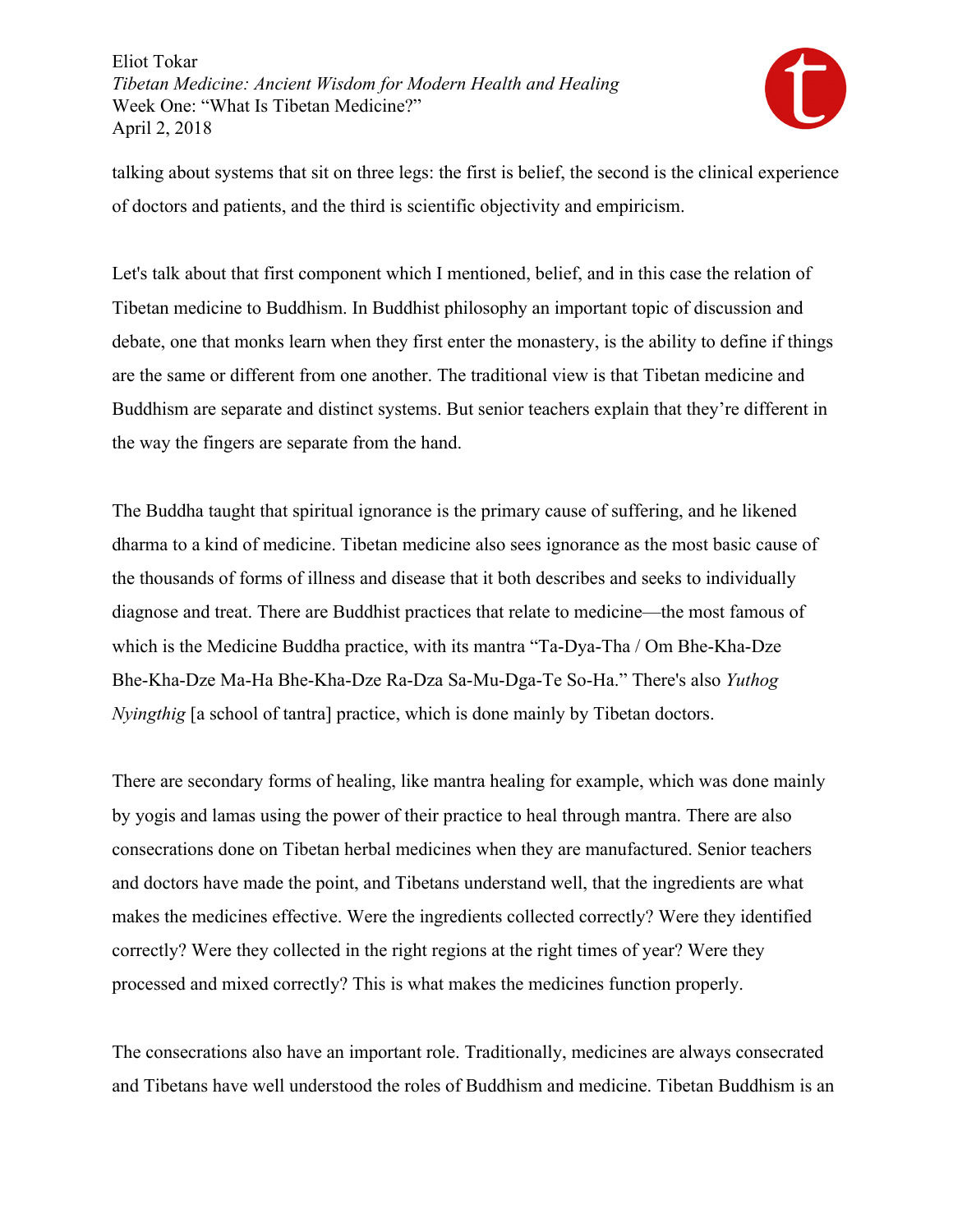talking about systems that sit on three legs: the first is belief, the second is the clinical experience of doctors and patients, and the third is scientific objectivity and empiricism.

Let's talk about that first component which I mentioned, belief, and in this case the relation of Tibetan medicine to Buddhism. In Buddhist philosophy an important topic of discussion and debate, one that monks learn when they first enter the monastery, is the ability to define if things are the same or different from one another. The traditional view is that Tibetan medicine and Buddhism are separate and distinct systems. But senior teachers explain that they're different in the way the fingers are separate from the hand.

The Buddha taught that spiritual ignorance is the primary cause of suffering, and he likened dharma to a kind of medicine. Tibetan medicine also sees ignorance as the most basic cause of the thousands of forms of illness and disease that it both describes and seeks to individually diagnose and treat. There are Buddhist practices that relate to medicine—the most famous of which is the Medicine Buddha practice, with its mantra "Ta-Dya-Tha / Om Bhe-Kha-Dze Bhe-Kha-Dze Ma-Ha Bhe-Kha-Dze Ra-Dza Sa-Mu-Dga-Te So-Ha." There's also *Yuthog Nyingthig* [a school of tantra] practice, which is done mainly by Tibetan doctors.

There are secondary forms of healing, like mantra healing for example, which was done mainly by yogis and lamas using the power of their practice to heal through mantra. There are also consecrations done on Tibetan herbal medicines when they are manufactured. Senior teachers and doctors have made the point, and Tibetans understand well, that the ingredients are what makes the medicines effective. Were the ingredients collected correctly? Were they identified correctly? Were they collected in the right regions at the right times of year? Were they processed and mixed correctly? This is what makes the medicines function properly.

The consecrations also have an important role. Traditionally, medicines are always consecrated and Tibetans have well understood the roles of Buddhism and medicine. Tibetan Buddhism is an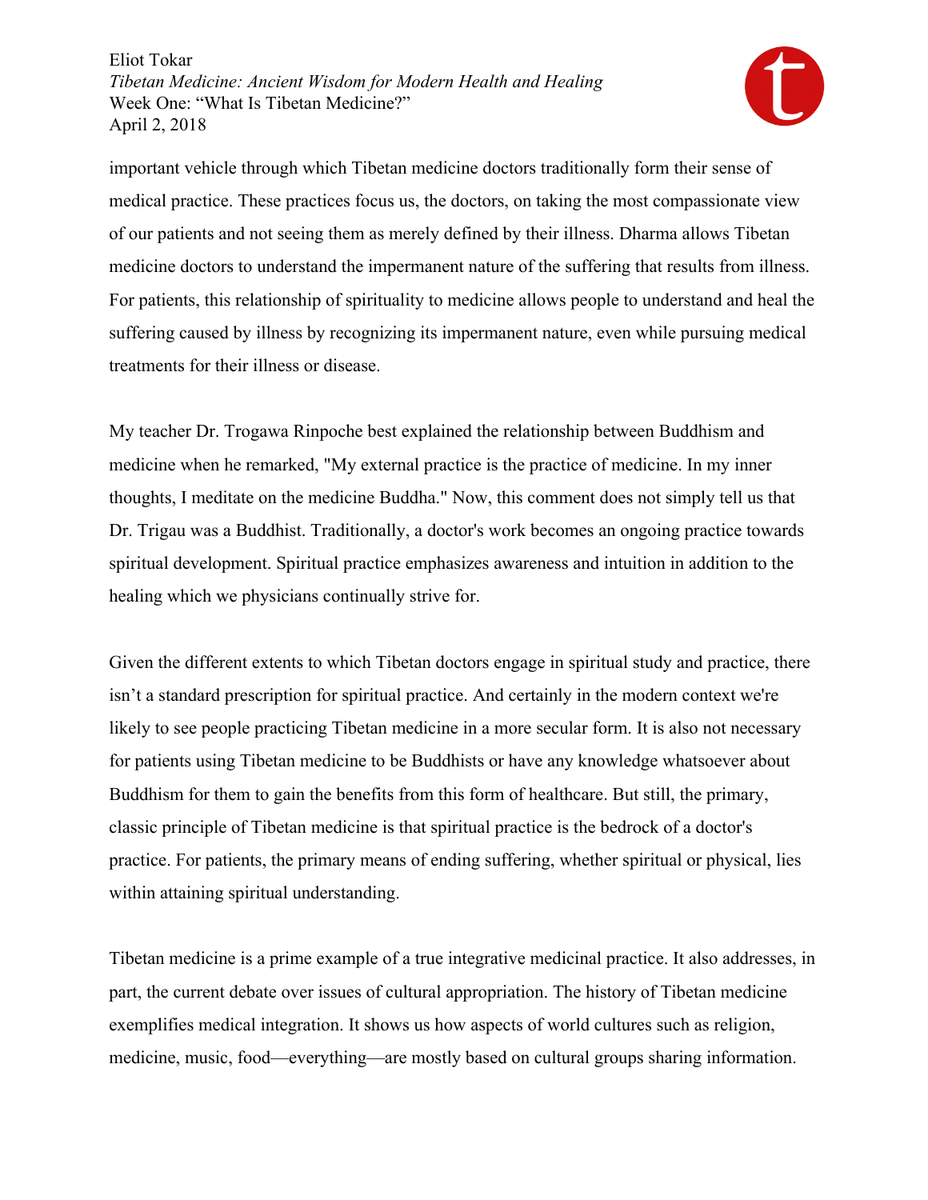important vehicle through which Tibetan medicine doctors traditionally form their sense of medical practice. These practices focus us, the doctors, on taking the most compassionate view of our patients and not seeing them as merely defined by their illness. Dharma allows Tibetan medicine doctors to understand the impermanent nature of the suffering that results from illness. For patients, this relationship of spirituality to medicine allows people to understand and heal the suffering caused by illness by recognizing its impermanent nature, even while pursuing medical treatments for their illness or disease.

My teacher Dr. Trogawa Rinpoche best explained the relationship between Buddhism and medicine when he remarked, "My external practice is the practice of medicine. In my inner thoughts, I meditate on the medicine Buddha." Now, this comment does not simply tell us that Dr. Trigau was a Buddhist. Traditionally, a doctor's work becomes an ongoing practice towards spiritual development. Spiritual practice emphasizes awareness and intuition in addition to the healing which we physicians continually strive for.

Given the different extents to which Tibetan doctors engage in spiritual study and practice, there isn't a standard prescription for spiritual practice. And certainly in the modern context we're likely to see people practicing Tibetan medicine in a more secular form. It is also not necessary for patients using Tibetan medicine to be Buddhists or have any knowledge whatsoever about Buddhism for them to gain the benefits from this form of healthcare. But still, the primary, classic principle of Tibetan medicine is that spiritual practice is the bedrock of a doctor's practice. For patients, the primary means of ending suffering, whether spiritual or physical, lies within attaining spiritual understanding.

Tibetan medicine is a prime example of a true integrative medicinal practice. It also addresses, in part, the current debate over issues of cultural appropriation. The history of Tibetan medicine exemplifies medical integration. It shows us how aspects of world cultures such as religion, medicine, music, food—everything—are mostly based on cultural groups sharing information.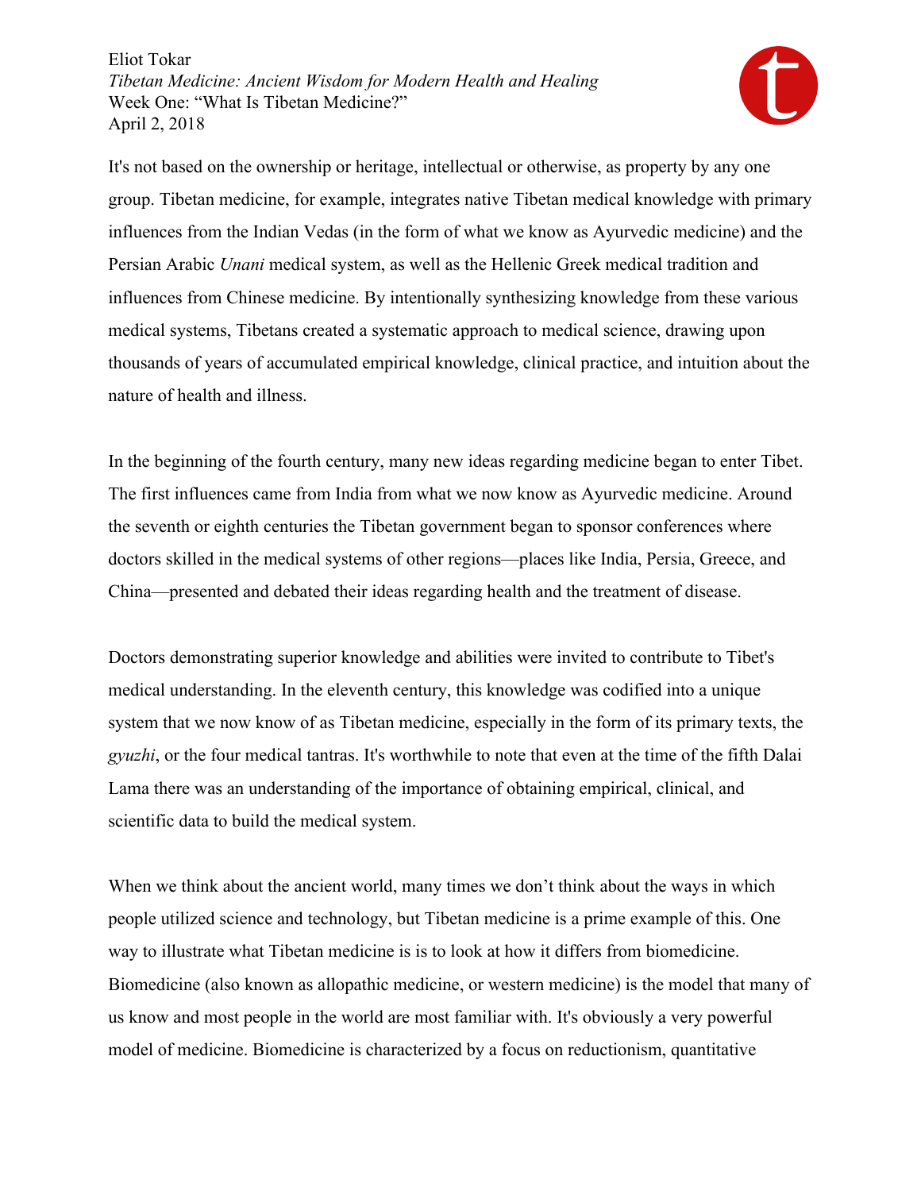It's not based on the ownership or heritage, intellectual or otherwise, as property by any one group. Tibetan medicine, for example, integrates native Tibetan medical knowledge with primary influences from the Indian Vedas (in the form of what we know as Ayurvedic medicine) and the Persian Arabic *Unani* medical system, as well as the Hellenic Greek medical tradition and influences from Chinese medicine. By intentionally synthesizing knowledge from these various medical systems, Tibetans created a systematic approach to medical science, drawing upon thousands of years of accumulated empirical knowledge, clinical practice, and intuition about the nature of health and illness.

In the beginning of the fourth century, many new ideas regarding medicine began to enter Tibet. The first influences came from India from what we now know as Ayurvedic medicine. Around the seventh or eighth centuries the Tibetan government began to sponsor conferences where doctors skilled in the medical systems of other regions—places like India, Persia, Greece, and China—presented and debated their ideas regarding health and the treatment of disease.

Doctors demonstrating superior knowledge and abilities were invited to contribute to Tibet's medical understanding. In the eleventh century, this knowledge was codified into a unique system that we now know of as Tibetan medicine, especially in the form of its primary texts, the *gyuzhi*, or the four medical tantras. It's worthwhile to note that even at the time of the fifth Dalai Lama there was an understanding of the importance of obtaining empirical, clinical, and scientific data to build the medical system.

When we think about the ancient world, many times we don't think about the ways in which people utilized science and technology, but Tibetan medicine is a prime example of this. One way to illustrate what Tibetan medicine is is to look at how it differs from biomedicine. Biomedicine (also known as allopathic medicine, or western medicine) is the model that many of us know and most people in the world are most familiar with. It's obviously a very powerful model of medicine. Biomedicine is characterized by a focus on reductionism, quantitative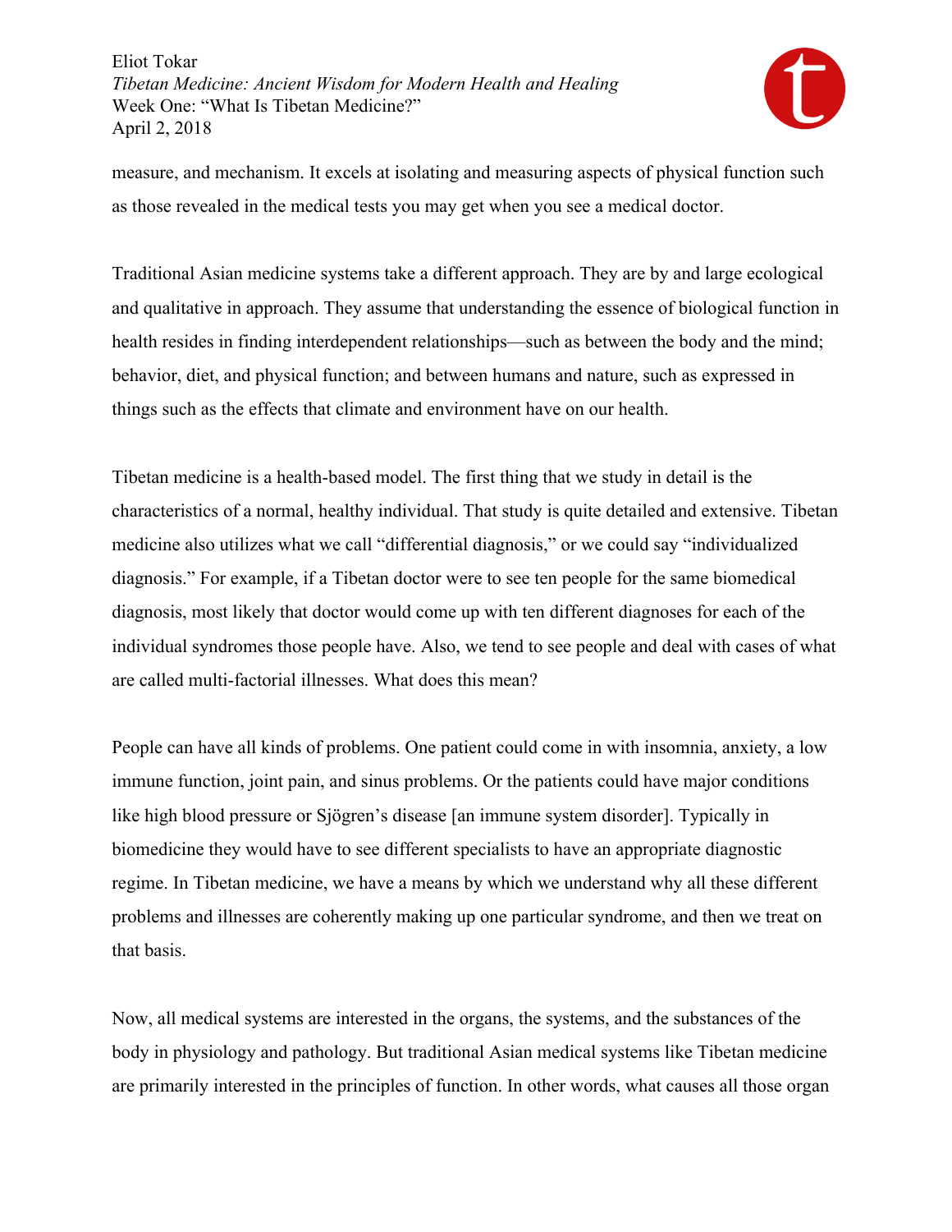measure, and mechanism. It excels at isolating and measuring aspects of physical function such as those revealed in the medical tests you may get when you see a medical doctor.

Traditional Asian medicine systems take a different approach. They are by and large ecological and qualitative in approach. They assume that understanding the essence of biological function in health resides in finding interdependent relationships—such as between the body and the mind; behavior, diet, and physical function; and between humans and nature, such as expressed in things such as the effects that climate and environment have on our health.

Tibetan medicine is a health-based model. The first thing that we study in detail is the characteristics of a normal, healthy individual. That study is quite detailed and extensive. Tibetan medicine also utilizes what we call "differential diagnosis," or we could say "individualized diagnosis." For example, if a Tibetan doctor were to see ten people for the same biomedical diagnosis, most likely that doctor would come up with ten different diagnoses for each of the individual syndromes those people have. Also, we tend to see people and deal with cases of what are called multi-factorial illnesses. What does this mean?

People can have all kinds of problems. One patient could come in with insomnia, anxiety, a low immune function, joint pain, and sinus problems. Or the patients could have major conditions like high blood pressure or Sjögren's disease [an immune system disorder]. Typically in biomedicine they would have to see different specialists to have an appropriate diagnostic regime. In Tibetan medicine, we have a means by which we understand why all these different problems and illnesses are coherently making up one particular syndrome, and then we treat on that basis.

Now, all medical systems are interested in the organs, the systems, and the substances of the body in physiology and pathology. But traditional Asian medical systems like Tibetan medicine are primarily interested in the principles of function. In other words, what causes all those organ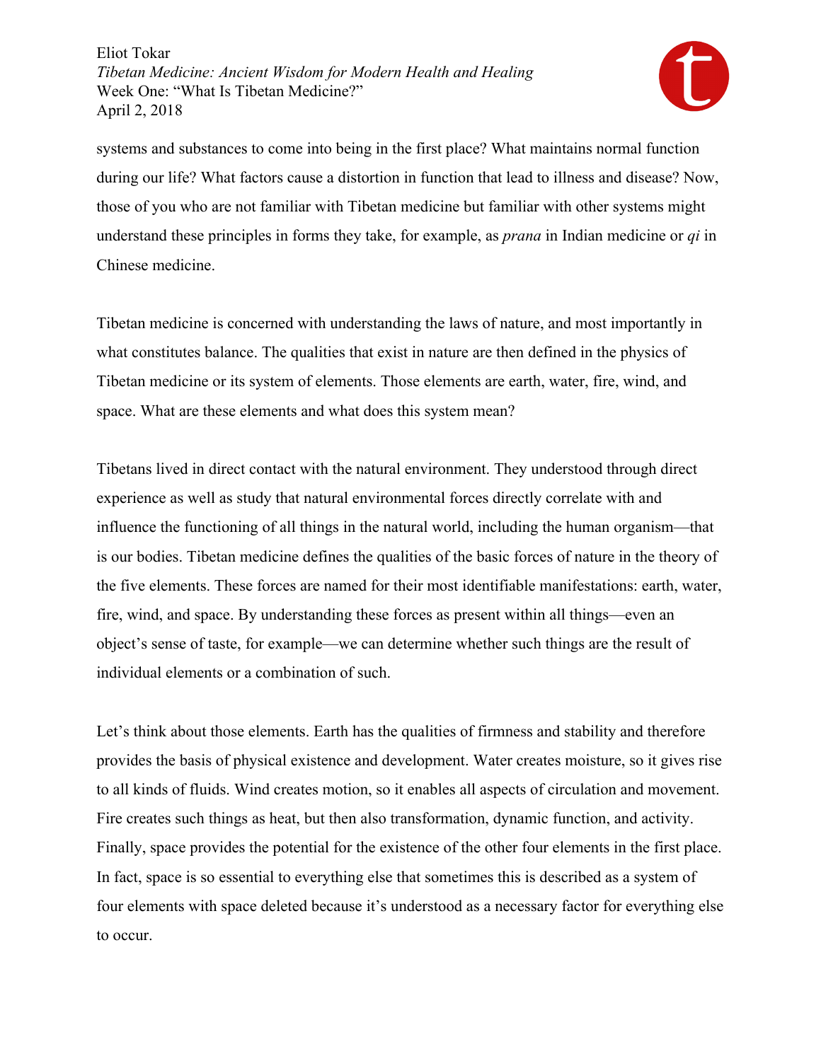systems and substances to come into being in the first place? What maintains normal function during our life? What factors cause a distortion in function that lead to illness and disease? Now, those of you who are not familiar with Tibetan medicine but familiar with other systems might understand these principles in forms they take, for example, as *prana* in Indian medicine or *qi* in Chinese medicine.

Tibetan medicine is concerned with understanding the laws of nature, and most importantly in what constitutes balance. The qualities that exist in nature are then defined in the physics of Tibetan medicine or its system of elements. Those elements are earth, water, fire, wind, and space. What are these elements and what does this system mean?

Tibetans lived in direct contact with the natural environment. They understood through direct experience as well as study that natural environmental forces directly correlate with and influence the functioning of all things in the natural world, including the human organism—that is our bodies. Tibetan medicine defines the qualities of the basic forces of nature in the theory of the five elements. These forces are named for their most identifiable manifestations: earth, water, fire, wind, and space. By understanding these forces as present within all things—even an object's sense of taste, for example—we can determine whether such things are the result of individual elements or a combination of such.

Let's think about those elements. Earth has the qualities of firmness and stability and therefore provides the basis of physical existence and development. Water creates moisture, so it gives rise to all kinds of fluids. Wind creates motion, so it enables all aspects of circulation and movement. Fire creates such things as heat, but then also transformation, dynamic function, and activity. Finally, space provides the potential for the existence of the other four elements in the first place. In fact, space is so essential to everything else that sometimes this is described as a system of four elements with space deleted because it's understood as a necessary factor for everything else to occur.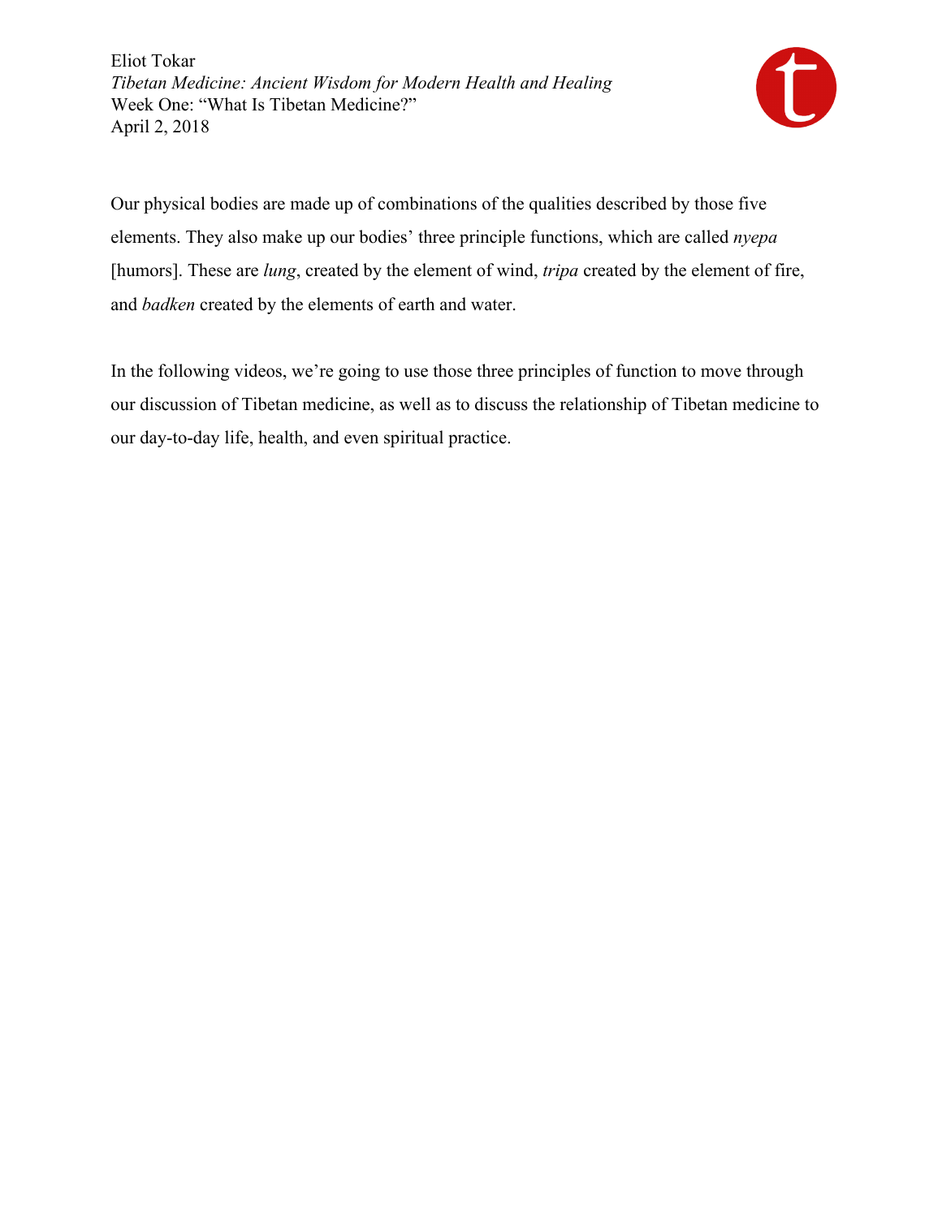Our physical bodies are made up of combinations of the qualities described by those five elements. They also make up our bodies' three principle functions, which are called *nyepa* [humors]. These are *lung*, created by the element of wind, *tripa* created by the element of fire, and *badken* created by the elements of earth and water.

In the following videos, we're going to use those three principles of function to move through our discussion of Tibetan medicine, as well as to discuss the relationship of Tibetan medicine to our day-to-day life, health, and even spiritual practice.